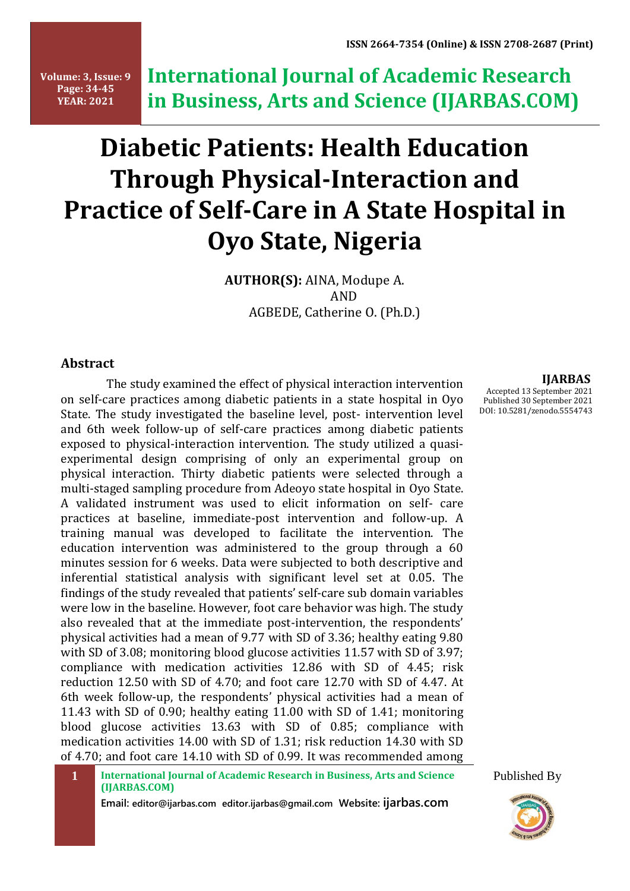# Diabetic Patients: Health Education Through Physical-Interaction and Practice of Self-Care in A State Hospital in Oyo State, Nigeria

**AUTHOR(S):** AINA, Modupe A.
AND
AGBEDE, Catherine O. (Ph.D.)

**IJARBAS**
Accepted 13 September 2021
Published 30 September 2021
DOI: 10.5281/zenodo.5554743

## Abstract

The study examined the effect of physical interaction intervention on self-care practices among diabetic patients in a state hospital in Oyo State. The study investigated the baseline level, post- intervention level and 6th week follow-up of self-care practices among diabetic patients exposed to physical-interaction intervention. The study utilized a quasi-experimental design comprising of only an experimental group on physical interaction. Thirty diabetic patients were selected through a multi-staged sampling procedure from Adeoyo state hospital in Oyo State. A validated instrument was used to elicit information on self- care practices at baseline, immediate-post intervention and follow-up. A training manual was developed to facilitate the intervention. The education intervention was administered to the group through a 60 minutes session for 6 weeks. Data were subjected to both descriptive and inferential statistical analysis with significant level set at 0.05. The findings of the study revealed that patients' self-care sub domain variables were low in the baseline. However, foot care behavior was high. The study also revealed that at the immediate post-intervention, the respondents' physical activities had a mean of 9.77 with SD of 3.36; healthy eating 9.80 with SD of 3.08; monitoring blood glucose activities 11.57 with SD of 3.97; compliance with medication activities 12.86 with SD of 4.45; risk reduction 12.50 with SD of 4.70; and foot care 12.70 with SD of 4.47. At 6th week follow-up, the respondents' physical activities had a mean of 11.43 with SD of 0.90; healthy eating 11.00 with SD of 1.41; monitoring blood glucose activities 13.63 with SD of 0.85; compliance with medication activities 14.00 with SD of 1.31; risk reduction 14.30 with SD of 4.70; and foot care 14.10 with SD of 0.99. It was recommended among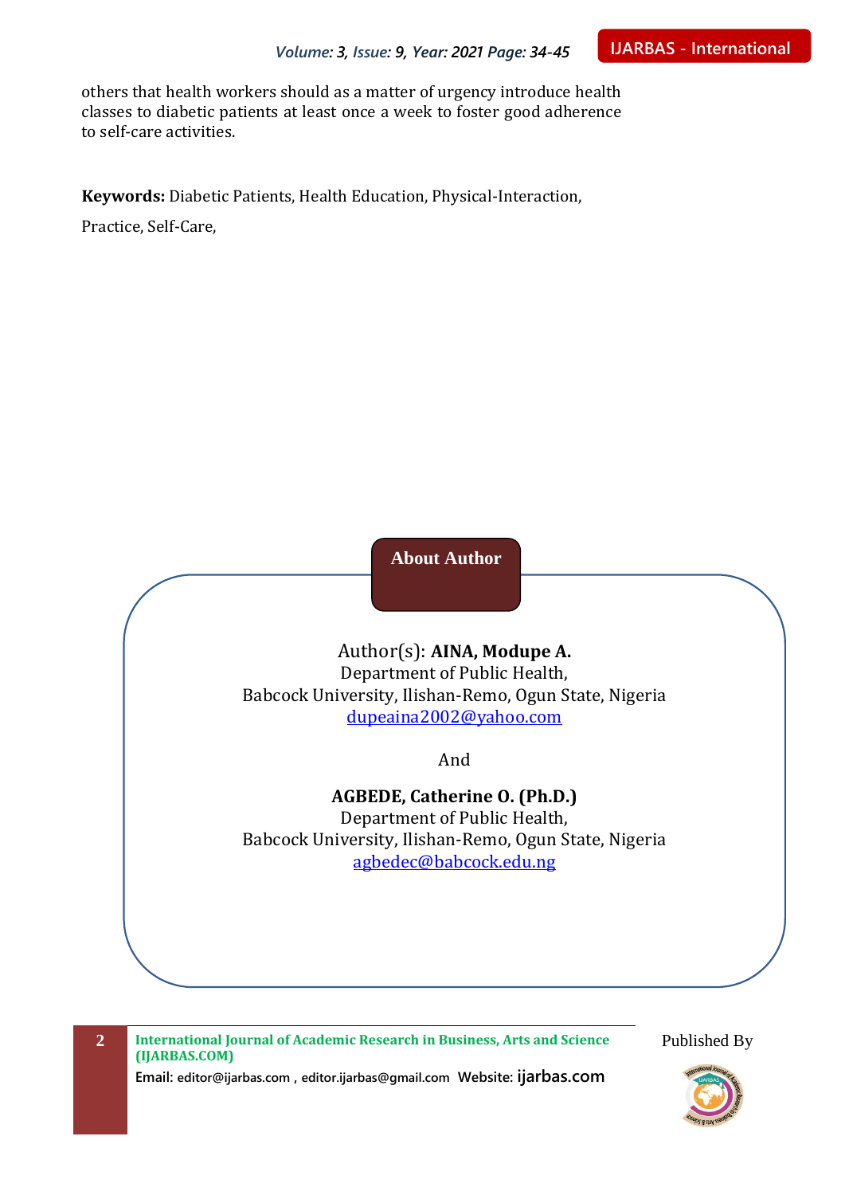others that health workers should as a matter of urgency introduce health classes to diabetic patients at least once a week to foster good adherence to self-care activities.

**Keywords:** Diabetic Patients, Health Education, Physical-Interaction, Practice, Self-Care,

## About Author

Author(s): **AINA, Modupe A.**
Department of Public Health,
Babcock University, Ilishan-Remo, Ogun State, Nigeria
dupeaina2002@yahoo.com

And

**AGBEDE, Catherine O. (Ph.D.)**
Department of Public Health,
Babcock University, Ilishan-Remo, Ogun State, Nigeria
agbedec@babcock.edu.ng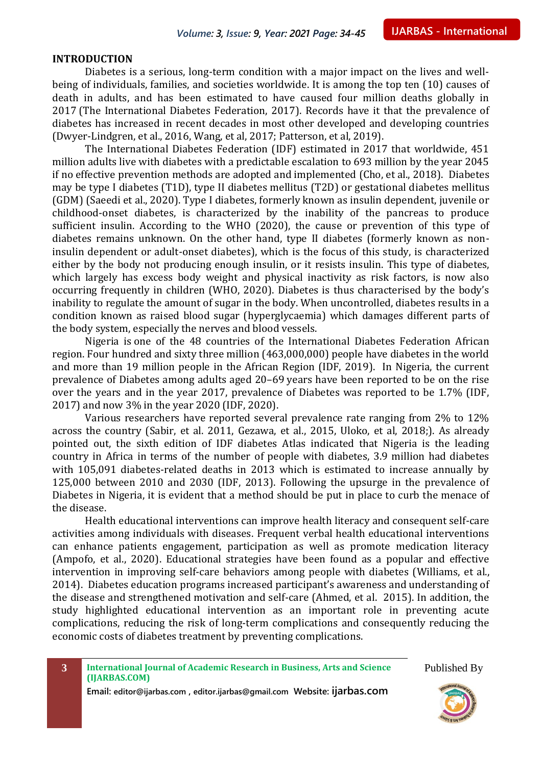## INTRODUCTION

Diabetes is a serious, long-term condition with a major impact on the lives and well-being of individuals, families, and societies worldwide. It is among the top ten (10) causes of death in adults, and has been estimated to have caused four million deaths globally in 2017 (The International Diabetes Federation, 2017). Records have it that the prevalence of diabetes has increased in recent decades in most other developed and developing countries (Dwyer-Lindgren, et al., 2016, Wang, et al, 2017; Patterson, et al, 2019).

The International Diabetes Federation (IDF) estimated in 2017 that worldwide, 451 million adults live with diabetes with a predictable escalation to 693 million by the year 2045 if no effective prevention methods are adopted and implemented (Cho, et al., 2018). Diabetes may be type I diabetes (T1D), type II diabetes mellitus (T2D) or gestational diabetes mellitus (GDM) (Saeedi et al., 2020). Type I diabetes, formerly known as insulin dependent, juvenile or childhood-onset diabetes, is characterized by the inability of the pancreas to produce sufficient insulin. According to the WHO (2020), the cause or prevention of this type of diabetes remains unknown. On the other hand, type II diabetes (formerly known as non-insulin dependent or adult-onset diabetes), which is the focus of this study, is characterized either by the body not producing enough insulin, or it resists insulin. This type of diabetes, which largely has excess body weight and physical inactivity as risk factors, is now also occurring frequently in children (WHO, 2020). Diabetes is thus characterised by the body's inability to regulate the amount of sugar in the body. When uncontrolled, diabetes results in a condition known as raised blood sugar (hyperglycaemia) which damages different parts of the body system, especially the nerves and blood vessels.

Nigeria is one of the 48 countries of the International Diabetes Federation African region. Four hundred and sixty three million (463,000,000) people have diabetes in the world and more than 19 million people in the African Region (IDF, 2019). In Nigeria, the current prevalence of Diabetes among adults aged 20–69 years have been reported to be on the rise over the years and in the year 2017, prevalence of Diabetes was reported to be 1.7% (IDF, 2017) and now 3% in the year 2020 (IDF, 2020).

Various researchers have reported several prevalence rate ranging from 2% to 12% across the country (Sabir, et al. 2011, Gezawa, et al., 2015, Uloko, et al, 2018;). As already pointed out, the sixth edition of IDF diabetes Atlas indicated that Nigeria is the leading country in Africa in terms of the number of people with diabetes, 3.9 million had diabetes with 105,091 diabetes-related deaths in 2013 which is estimated to increase annually by 125,000 between 2010 and 2030 (IDF, 2013). Following the upsurge in the prevalence of Diabetes in Nigeria, it is evident that a method should be put in place to curb the menace of the disease.

Health educational interventions can improve health literacy and consequent self-care activities among individuals with diseases. Frequent verbal health educational interventions can enhance patients engagement, participation as well as promote medication literacy (Ampofo, et al., 2020). Educational strategies have been found as a popular and effective intervention in improving self-care behaviors among people with diabetes (Williams, et al., 2014). Diabetes education programs increased participant's awareness and understanding of the disease and strengthened motivation and self-care (Ahmed, et al. 2015). In addition, the study highlighted educational intervention as an important role in preventing acute complications, reducing the risk of long-term complications and consequently reducing the economic costs of diabetes treatment by preventing complications.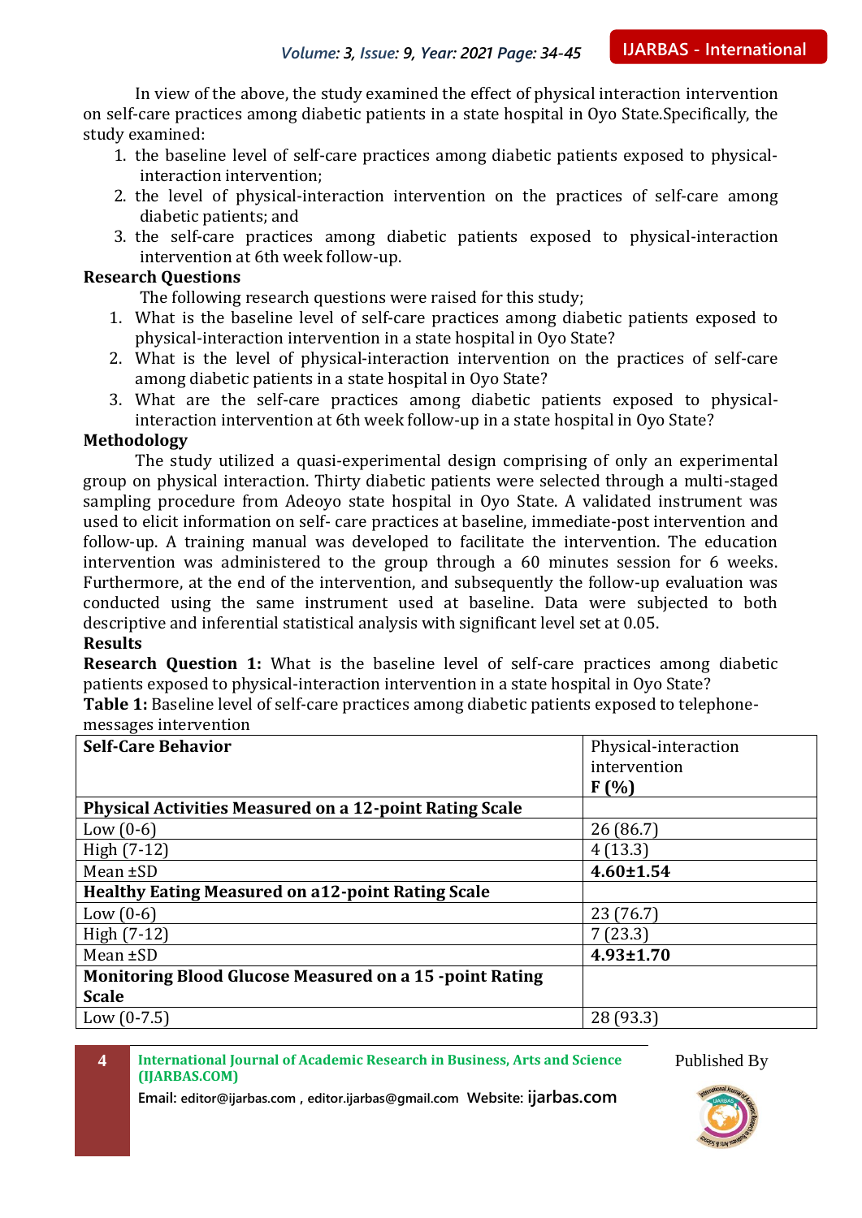In view of the above, the study examined the effect of physical interaction intervention on self-care practices among diabetic patients in a state hospital in Oyo State.Specifically, the study examined:

1. the baseline level of self-care practices among diabetic patients exposed to physical-interaction intervention;
2. the level of physical-interaction intervention on the practices of self-care among diabetic patients; and
3. the self-care practices among diabetic patients exposed to physical-interaction intervention at 6th week follow-up.

**Research Questions**

The following research questions were raised for this study;

1. What is the baseline level of self-care practices among diabetic patients exposed to physical-interaction intervention in a state hospital in Oyo State?
2. What is the level of physical-interaction intervention on the practices of self-care among diabetic patients in a state hospital in Oyo State?
3. What are the self-care practices among diabetic patients exposed to physical-interaction intervention at 6th week follow-up in a state hospital in Oyo State?

**Methodology**

The study utilized a quasi-experimental design comprising of only an experimental group on physical interaction. Thirty diabetic patients were selected through a multi-staged sampling procedure from Adeoyo state hospital in Oyo State. A validated instrument was used to elicit information on self- care practices at baseline, immediate-post intervention and follow-up. A training manual was developed to facilitate the intervention. The education intervention was administered to the group through a 60 minutes session for 6 weeks. Furthermore, at the end of the intervention, and subsequently the follow-up evaluation was conducted using the same instrument used at baseline. Data were subjected to both descriptive and inferential statistical analysis with significant level set at 0.05.

**Results**

**Research Question 1:** What is the baseline level of self-care practices among diabetic patients exposed to physical-interaction intervention in a state hospital in Oyo State?

**Table 1:** Baseline level of self-care practices among diabetic patients exposed to telephone-messages intervention

| **Self-Care Behavior** | Physical-interaction intervention **F (%)** |
|---|---|
| **Physical Activities Measured on a 12-point Rating Scale** | |
| Low (0-6) | 26 (86.7) |
| High (7-12) | 4 (13.3) |
| Mean ±SD | **4.60±1.54** |
| **Healthy Eating Measured on a12-point Rating Scale** | |
| Low (0-6) | 23 (76.7) |
| High (7-12) | 7 (23.3) |
| Mean ±SD | **4.93±1.70** |
| **Monitoring Blood Glucose Measured on a 15 -point Rating Scale** | |
| Low (0-7.5) | 28 (93.3) |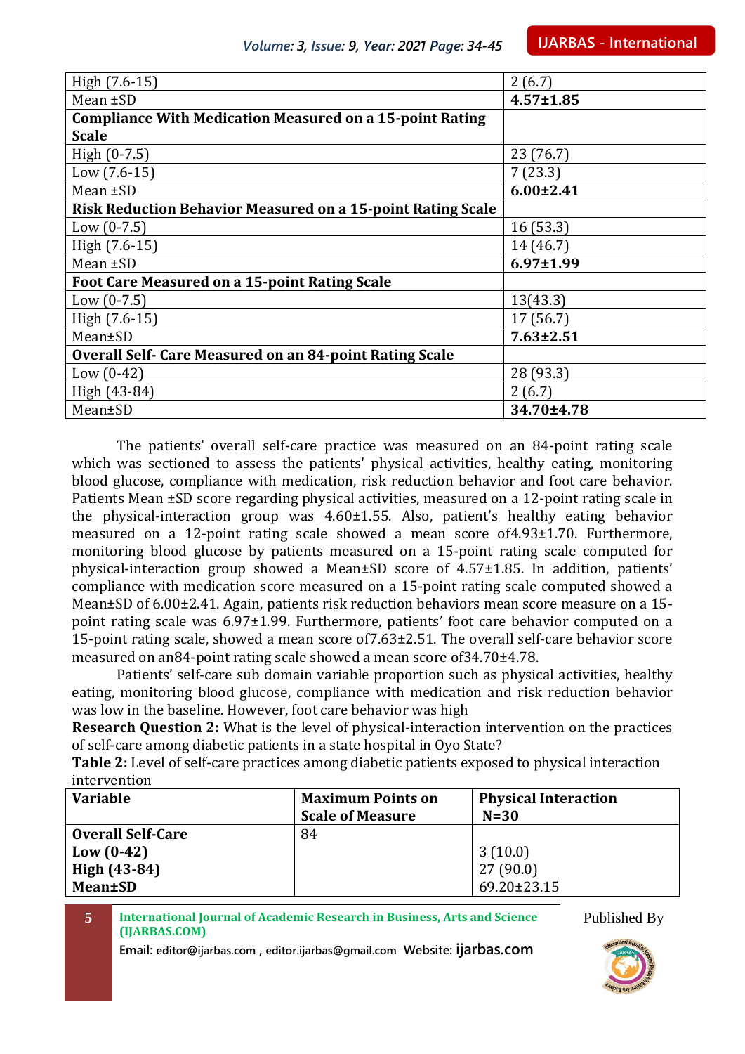| | |
|---|---|
| High (7.6-15) | 2 (6.7) |
| Mean ±SD | **4.57±1.85** |
| **Compliance With Medication Measured on a 15-point Rating Scale** | |
| High (0-7.5) | 23 (76.7) |
| Low (7.6-15) | 7 (23.3) |
| Mean ±SD | **6.00±2.41** |
| **Risk Reduction Behavior Measured on a 15-point Rating Scale** | |
| Low (0-7.5) | 16 (53.3) |
| High (7.6-15) | 14 (46.7) |
| Mean ±SD | **6.97±1.99** |
| **Foot Care Measured on a 15-point Rating Scale** | |
| Low (0-7.5) | 13(43.3) |
| High (7.6-15) | 17 (56.7) |
| Mean±SD | **7.63±2.51** |
| **Overall Self- Care Measured on an 84-point Rating Scale** | |
| Low (0-42) | 28 (93.3) |
| High (43-84) | 2 (6.7) |
| Mean±SD | **34.70±4.78** |

The patients' overall self-care practice was measured on an 84-point rating scale which was sectioned to assess the patients' physical activities, healthy eating, monitoring blood glucose, compliance with medication, risk reduction behavior and foot care behavior. Patients Mean ±SD score regarding physical activities, measured on a 12-point rating scale in the physical-interaction group was 4.60±1.55. Also, patient's healthy eating behavior measured on a 12-point rating scale showed a mean score of4.93±1.70. Furthermore, monitoring blood glucose by patients measured on a 15-point rating scale computed for physical-interaction group showed a Mean±SD score of 4.57±1.85. In addition, patients' compliance with medication score measured on a 15-point rating scale computed showed a Mean±SD of 6.00±2.41. Again, patients risk reduction behaviors mean score measure on a 15-point rating scale was 6.97±1.99. Furthermore, patients' foot care behavior computed on a 15-point rating scale, showed a mean score of7.63±2.51. The overall self-care behavior score measured on an84-point rating scale showed a mean score of34.70±4.78.

Patients' self-care sub domain variable proportion such as physical activities, healthy eating, monitoring blood glucose, compliance with medication and risk reduction behavior was low in the baseline. However, foot care behavior was high

**Research Question 2:** What is the level of physical-interaction intervention on the practices of self-care among diabetic patients in a state hospital in Oyo State?

**Table 2:** Level of self-care practices among diabetic patients exposed to physical interaction intervention

| **Variable** | **Maximum Points on Scale of Measure** | **Physical Interaction N=30** |
|---|---|---|
| **Overall Self-Care** | 84 | |
| **Low (0-42)** | | 3 (10.0) |
| **High (43-84)** | | 27 (90.0) |
| **Mean±SD** | | 69.20±23.15 |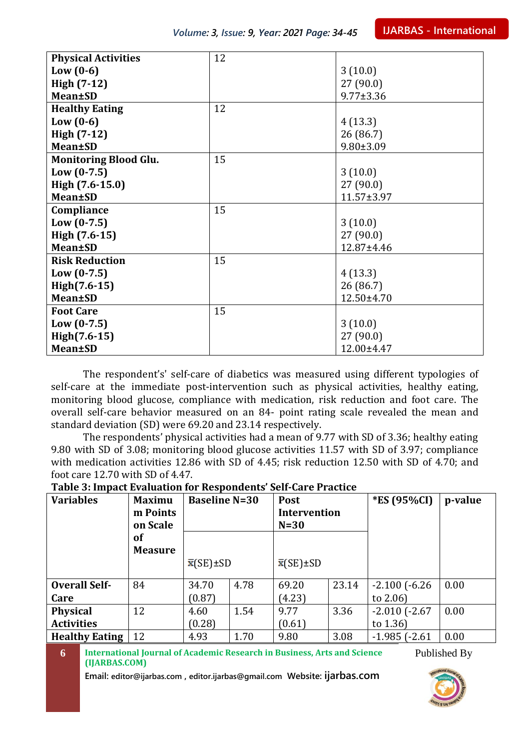| | | |
|---|---|---|
| **Physical Activities**<br>**Low (0-6)**<br>**High (7-12)**<br>**Mean±SD** | 12 | <br>3 (10.0)<br>27 (90.0)<br>9.77±3.36 |
| **Healthy Eating**<br>**Low (0-6)**<br>**High (7-12)**<br>**Mean±SD** | 12 | <br>4 (13.3)<br>26 (86.7)<br>9.80±3.09 |
| **Monitoring Blood Glu.**<br>**Low (0-7.5)**<br>**High (7.6-15.0)**<br>**Mean±SD** | 15 | <br>3 (10.0)<br>27 (90.0)<br>11.57±3.97 |
| **Compliance**<br>**Low (0-7.5)**<br>**High (7.6-15)**<br>**Mean±SD** | 15 | <br>3 (10.0)<br>27 (90.0)<br>12.87±4.46 |
| **Risk Reduction**<br>**Low (0-7.5)**<br>**High(7.6-15)**<br>**Mean±SD** | 15 | <br>4 (13.3)<br>26 (86.7)<br>12.50±4.70 |
| **Foot Care**<br>**Low (0-7.5)**<br>**High(7.6-15)**<br>**Mean±SD** | 15 | <br>3 (10.0)<br>27 (90.0)<br>12.00±4.47 |

The respondent's' self-care of diabetics was measured using different typologies of self-care at the immediate post-intervention such as physical activities, healthy eating, monitoring blood glucose, compliance with medication, risk reduction and foot care. The overall self-care behavior measured on an 84- point rating scale revealed the mean and standard deviation (SD) were 69.20 and 23.14 respectively.

The respondents' physical activities had a mean of 9.77 with SD of 3.36; healthy eating 9.80 with SD of 3.08; monitoring blood glucose activities 11.57 with SD of 3.97; compliance with medication activities 12.86 with SD of 4.45; risk reduction 12.50 with SD of 4.70; and foot care 12.70 with SD of 4.47.

**Table 3: Impact Evaluation for Respondents' Self-Care Practice**

| Variables | Maximum Points on Scale of Measure | Baseline N=30 | | Post Intervention N=30 | | *ES (95%CI) | p-value |
|---|---|---|---|---|---|---|---|
| | | $\bar{x}$(SE)±SD | | $\bar{x}$(SE)±SD | | | |
| **Overall Self-Care** | 84 | 34.70 (0.87) | 4.78 | 69.20 (4.23) | 23.14 | -2.100 (-6.26 to 2.06) | 0.00 |
| **Physical Activities** | 12 | 4.60 (0.28) | 1.54 | 9.77 (0.61) | 3.36 | -2.010 (-2.67 to 1.36) | 0.00 |
| **Healthy Eating** | 12 | 4.93 | 1.70 | 9.80 | 3.08 | -1.985 (-2.61 | 0.00 |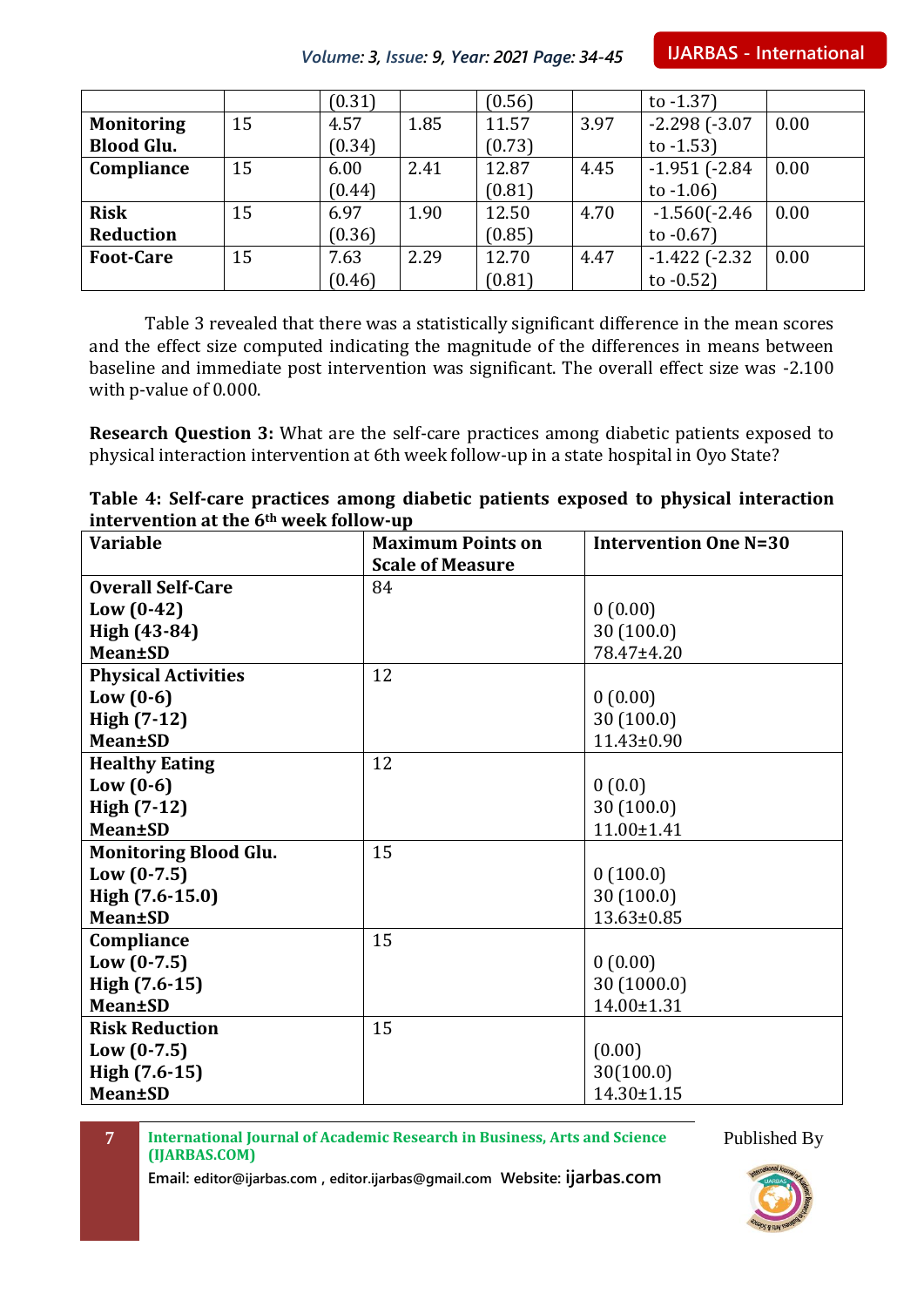|  |  | (0.31) |  | (0.56) |  | to -1.37) |  |
|---|---|---|---|---|---|---|---|
| **Monitoring Blood Glu.** | 15 | 4.57 (0.34) | 1.85 | 11.57 (0.73) | 3.97 | -2.298 (-3.07 to -1.53) | 0.00 |
| **Compliance** | 15 | 6.00 (0.44) | 2.41 | 12.87 (0.81) | 4.45 | -1.951 (-2.84 to -1.06) | 0.00 |
| **Risk Reduction** | 15 | 6.97 (0.36) | 1.90 | 12.50 (0.85) | 4.70 | -1.560(-2.46 to -0.67) | 0.00 |
| **Foot-Care** | 15 | 7.63 (0.46) | 2.29 | 12.70 (0.81) | 4.47 | -1.422 (-2.32 to -0.52) | 0.00 |

Table 3 revealed that there was a statistically significant difference in the mean scores and the effect size computed indicating the magnitude of the differences in means between baseline and immediate post intervention was significant. The overall effect size was -2.100 with p-value of 0.000.

**Research Question 3:** What are the self-care practices among diabetic patients exposed to physical interaction intervention at 6th week follow-up in a state hospital in Oyo State?

**Table 4: Self-care practices among diabetic patients exposed to physical interaction intervention at the 6th week follow-up**

| Variable | Maximum Points on Scale of Measure | Intervention One N=30 |
|---|---|---|
| **Overall Self-Care** | 84 | |
| **Low (0-42)** | | 0 (0.00) |
| **High (43-84)** | | 30 (100.0) |
| **Mean±SD** | | 78.47±4.20 |
| **Physical Activities** | 12 | |
| **Low (0-6)** | | 0 (0.00) |
| **High (7-12)** | | 30 (100.0) |
| **Mean±SD** | | 11.43±0.90 |
| **Healthy Eating** | 12 | |
| **Low (0-6)** | | 0 (0.0) |
| **High (7-12)** | | 30 (100.0) |
| **Mean±SD** | | 11.00±1.41 |
| **Monitoring Blood Glu.** | 15 | |
| **Low (0-7.5)** | | 0 (100.0) |
| **High (7.6-15.0)** | | 30 (100.0) |
| **Mean±SD** | | 13.63±0.85 |
| **Compliance** | 15 | |
| **Low (0-7.5)** | | 0 (0.00) |
| **High (7.6-15)** | | 30 (1000.0) |
| **Mean±SD** | | 14.00±1.31 |
| **Risk Reduction** | 15 | |
| **Low (0-7.5)** | | (0.00) |
| **High (7.6-15)** | | 30(100.0) |
| **Mean±SD** | | 14.30±1.15 |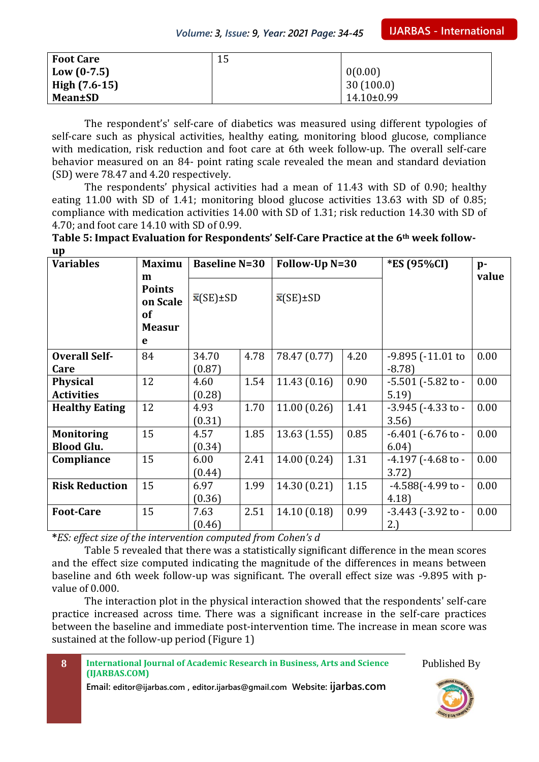| Foot Care | 15 | |
|---|---|---|
| Low (0-7.5) | | 0(0.00) |
| High (7.6-15) | | 30 (100.0) |
| Mean±SD | | 14.10±0.99 |

The respondent's' self-care of diabetics was measured using different typologies of self-care such as physical activities, healthy eating, monitoring blood glucose, compliance with medication, risk reduction and foot care at 6th week follow-up. The overall self-care behavior measured on an 84- point rating scale revealed the mean and standard deviation (SD) were 78.47 and 4.20 respectively.

The respondents' physical activities had a mean of 11.43 with SD of 0.90; healthy eating 11.00 with SD of 1.41; monitoring blood glucose activities 13.63 with SD of 0.85; compliance with medication activities 14.00 with SD of 1.31; risk reduction 14.30 with SD of 4.70; and foot care 14.10 with SD of 0.99.

**Table 5: Impact Evaluation for Respondents' Self-Care Practice at the 6th week follow-up**

| Variables | Maximum Points on Scale of Measure | Baseline N=30 | | Follow-Up N=30 | | *ES (95%CI) | p-value |
|---|---|---|---|---|---|---|---|
| | | $\bar{x}$(SE)±SD | | $\bar{x}$(SE)±SD | | | |
| Overall Self-Care | 84 | 34.70 (0.87) | 4.78 | 78.47 (0.77) | 4.20 | -9.895 (-11.01 to -8.78) | 0.00 |
| Physical Activities | 12 | 4.60 (0.28) | 1.54 | 11.43 (0.16) | 0.90 | -5.501 (-5.82 to -5.19) | 0.00 |
| Healthy Eating | 12 | 4.93 (0.31) | 1.70 | 11.00 (0.26) | 1.41 | -3.945 (-4.33 to -3.56) | 0.00 |
| Monitoring Blood Glu. | 15 | 4.57 (0.34) | 1.85 | 13.63 (1.55) | 0.85 | -6.401 (-6.76 to -6.04) | 0.00 |
| Compliance | 15 | 6.00 (0.44) | 2.41 | 14.00 (0.24) | 1.31 | -4.197 (-4.68 to -3.72) | 0.00 |
| Risk Reduction | 15 | 6.97 (0.36) | 1.99 | 14.30 (0.21) | 1.15 | -4.588(-4.99 to -4.18) | 0.00 |
| Foot-Care | 15 | 7.63 (0.46) | 2.51 | 14.10 (0.18) | 0.99 | -3.443 (-3.92 to -2.) | 0.00 |

**\****ES: effect size of the intervention computed from Cohen's d*

Table 5 revealed that there was a statistically significant difference in the mean scores and the effect size computed indicating the magnitude of the differences in means between baseline and 6th week follow-up was significant. The overall effect size was -9.895 with p-value of 0.000.

The interaction plot in the physical interaction showed that the respondents' self-care practice increased across time. There was a significant increase in the self-care practices between the baseline and immediate post-intervention time. The increase in mean score was sustained at the follow-up period (Figure 1)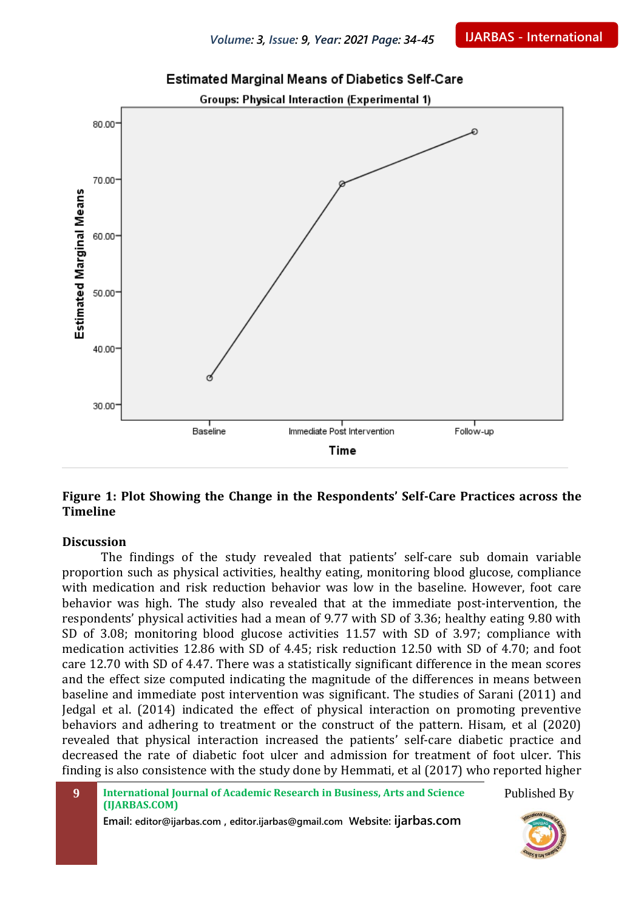**Figure 1: Plot Showing the Change in the Respondents' Self-Care Practices across the Timeline**

## Discussion

The findings of the study revealed that patients' self-care sub domain variable proportion such as physical activities, healthy eating, monitoring blood glucose, compliance with medication and risk reduction behavior was low in the baseline. However, foot care behavior was high. The study also revealed that at the immediate post-intervention, the respondents' physical activities had a mean of 9.77 with SD of 3.36; healthy eating 9.80 with SD of 3.08; monitoring blood glucose activities 11.57 with SD of 3.97; compliance with medication activities 12.86 with SD of 4.45; risk reduction 12.50 with SD of 4.70; and foot care 12.70 with SD of 4.47. There was a statistically significant difference in the mean scores and the effect size computed indicating the magnitude of the differences in means between baseline and immediate post intervention was significant. The studies of Sarani (2011) and Jedgal et al. (2014) indicated the effect of physical interaction on promoting preventive behaviors and adhering to treatment or the construct of the pattern. Hisam, et al (2020) revealed that physical interaction increased the patients' self-care diabetic practice and decreased the rate of diabetic foot ulcer and admission for treatment of foot ulcer. This finding is also consistence with the study done by Hemmati, et al (2017) who reported higher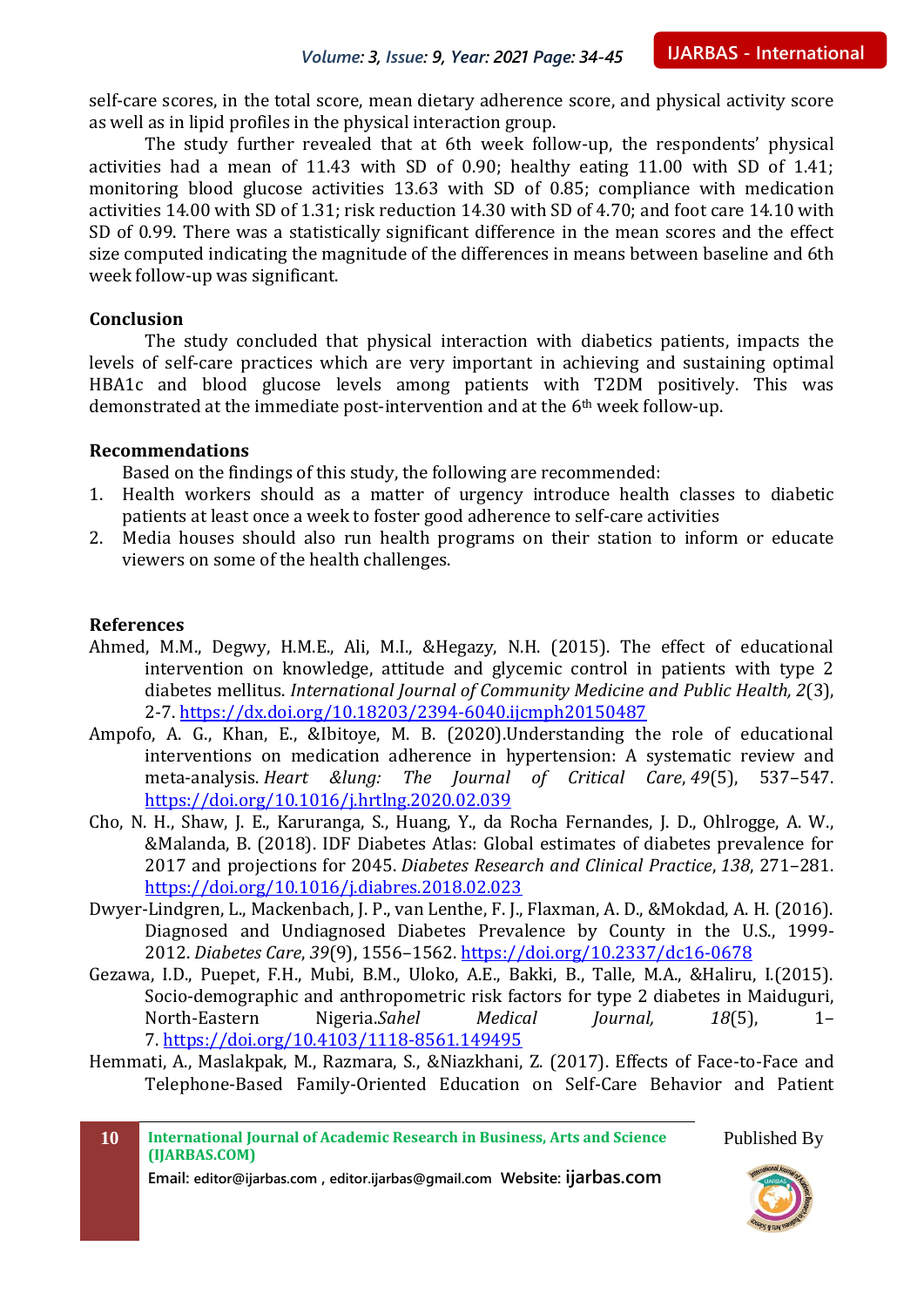self-care scores, in the total score, mean dietary adherence score, and physical activity score as well as in lipid profiles in the physical interaction group.

The study further revealed that at 6th week follow-up, the respondents' physical activities had a mean of 11.43 with SD of 0.90; healthy eating 11.00 with SD of 1.41; monitoring blood glucose activities 13.63 with SD of 0.85; compliance with medication activities 14.00 with SD of 1.31; risk reduction 14.30 with SD of 4.70; and foot care 14.10 with SD of 0.99. There was a statistically significant difference in the mean scores and the effect size computed indicating the magnitude of the differences in means between baseline and 6th week follow-up was significant.

## Conclusion

The study concluded that physical interaction with diabetics patients, impacts the levels of self-care practices which are very important in achieving and sustaining optimal HBA1c and blood glucose levels among patients with T2DM positively. This was demonstrated at the immediate post-intervention and at the 6th week follow-up.

## Recommendations

Based on the findings of this study, the following are recommended:

1. Health workers should as a matter of urgency introduce health classes to diabetic patients at least once a week to foster good adherence to self-care activities
2. Media houses should also run health programs on their station to inform or educate viewers on some of the health challenges.

## References

Ahmed, M.M., Degwy, H.M.E., Ali, M.I., &Hegazy, N.H. (2015). The effect of educational intervention on knowledge, attitude and glycemic control in patients with type 2 diabetes mellitus. *International Journal of Community Medicine and Public Health, 2*(3), 2-7. https://dx.doi.org/10.18203/2394-6040.ijcmph20150487

Ampofo, A. G., Khan, E., &Ibitoye, M. B. (2020).Understanding the role of educational interventions on medication adherence in hypertension: A systematic review and meta-analysis. *Heart &lung: The Journal of Critical Care*, *49*(5), 537–547. https://doi.org/10.1016/j.hrtlng.2020.02.039

Cho, N. H., Shaw, J. E., Karuranga, S., Huang, Y., da Rocha Fernandes, J. D., Ohlrogge, A. W., &Malanda, B. (2018). IDF Diabetes Atlas: Global estimates of diabetes prevalence for 2017 and projections for 2045. *Diabetes Research and Clinical Practice*, *138*, 271–281. https://doi.org/10.1016/j.diabres.2018.02.023

Dwyer-Lindgren, L., Mackenbach, J. P., van Lenthe, F. J., Flaxman, A. D., &Mokdad, A. H. (2016). Diagnosed and Undiagnosed Diabetes Prevalence by County in the U.S., 1999-2012. *Diabetes Care*, *39*(9), 1556–1562. https://doi.org/10.2337/dc16-0678

Gezawa, I.D., Puepet, F.H., Mubi, B.M., Uloko, A.E., Bakki, B., Talle, M.A., &Haliru, I.(2015). Socio-demographic and anthropometric risk factors for type 2 diabetes in Maiduguri, North-Eastern Nigeria.*Sahel Medical Journal, 18*(5), 1–7. https://doi.org/10.4103/1118-8561.149495

Hemmati, A., Maslakpak, M., Razmara, S., &Niazkhani, Z. (2017). Effects of Face-to-Face and Telephone-Based Family-Oriented Education on Self-Care Behavior and Patient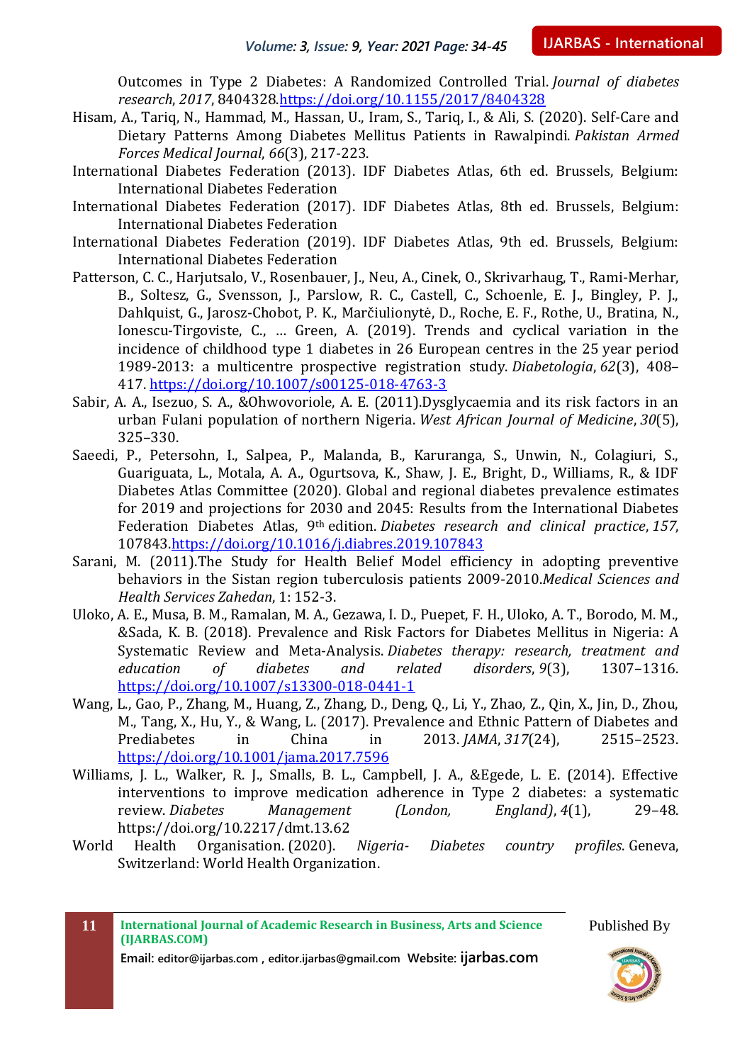Outcomes in Type 2 Diabetes: A Randomized Controlled Trial. *Journal of diabetes research*, *2017*, 8404328.https://doi.org/10.1155/2017/8404328

Hisam, A., Tariq, N., Hammad, M., Hassan, U., Iram, S., Tariq, I., & Ali, S. (2020). Self-Care and Dietary Patterns Among Diabetes Mellitus Patients in Rawalpindi. *Pakistan Armed Forces Medical Journal*, *66*(3), 217-223.

International Diabetes Federation (2013). IDF Diabetes Atlas, 6th ed. Brussels, Belgium: International Diabetes Federation

International Diabetes Federation (2017). IDF Diabetes Atlas, 8th ed. Brussels, Belgium: International Diabetes Federation

International Diabetes Federation (2019). IDF Diabetes Atlas, 9th ed. Brussels, Belgium: International Diabetes Federation

Patterson, C. C., Harjutsalo, V., Rosenbauer, J., Neu, A., Cinek, O., Skrivarhaug, T., Rami-Merhar, B., Soltesz, G., Svensson, J., Parslow, R. C., Castell, C., Schoenle, E. J., Bingley, P. J., Dahlquist, G., Jarosz-Chobot, P. K., Marčiulionytė, D., Roche, E. F., Rothe, U., Bratina, N., Ionescu-Tirgoviste, C., … Green, A. (2019). Trends and cyclical variation in the incidence of childhood type 1 diabetes in 26 European centres in the 25 year period 1989-2013: a multicentre prospective registration study. *Diabetologia*, *62*(3), 408–417. https://doi.org/10.1007/s00125-018-4763-3

Sabir, A. A., Isezuo, S. A., &Ohwovoriole, A. E. (2011).Dysglycaemia and its risk factors in an urban Fulani population of northern Nigeria. *West African Journal of Medicine*, *30*(5), 325–330.

Saeedi, P., Petersohn, I., Salpea, P., Malanda, B., Karuranga, S., Unwin, N., Colagiuri, S., Guariguata, L., Motala, A. A., Ogurtsova, K., Shaw, J. E., Bright, D., Williams, R., & IDF Diabetes Atlas Committee (2020). Global and regional diabetes prevalence estimates for 2019 and projections for 2030 and 2045: Results from the International Diabetes Federation Diabetes Atlas, 9th edition. *Diabetes research and clinical practice*, *157*, 107843.https://doi.org/10.1016/j.diabres.2019.107843

Sarani, M. (2011).The Study for Health Belief Model efficiency in adopting preventive behaviors in the Sistan region tuberculosis patients 2009-2010.*Medical Sciences and Health Services Zahedan*, 1: 152-3.

Uloko, A. E., Musa, B. M., Ramalan, M. A., Gezawa, I. D., Puepet, F. H., Uloko, A. T., Borodo, M. M., &Sada, K. B. (2018). Prevalence and Risk Factors for Diabetes Mellitus in Nigeria: A Systematic Review and Meta-Analysis. *Diabetes therapy: research, treatment and education of diabetes and related disorders*, *9*(3), 1307–1316. https://doi.org/10.1007/s13300-018-0441-1

Wang, L., Gao, P., Zhang, M., Huang, Z., Zhang, D., Deng, Q., Li, Y., Zhao, Z., Qin, X., Jin, D., Zhou, M., Tang, X., Hu, Y., & Wang, L. (2017). Prevalence and Ethnic Pattern of Diabetes and Prediabetes in China in 2013. *JAMA*, *317*(24), 2515–2523. https://doi.org/10.1001/jama.2017.7596

Williams, J. L., Walker, R. J., Smalls, B. L., Campbell, J. A., &Egede, L. E. (2014). Effective interventions to improve medication adherence in Type 2 diabetes: a systematic review. *Diabetes Management (London, England)*, *4*(1), 29–48. https://doi.org/10.2217/dmt.13.62

World Health Organisation. (2020). *Nigeria- Diabetes country profiles*. Geneva, Switzerland: World Health Organization.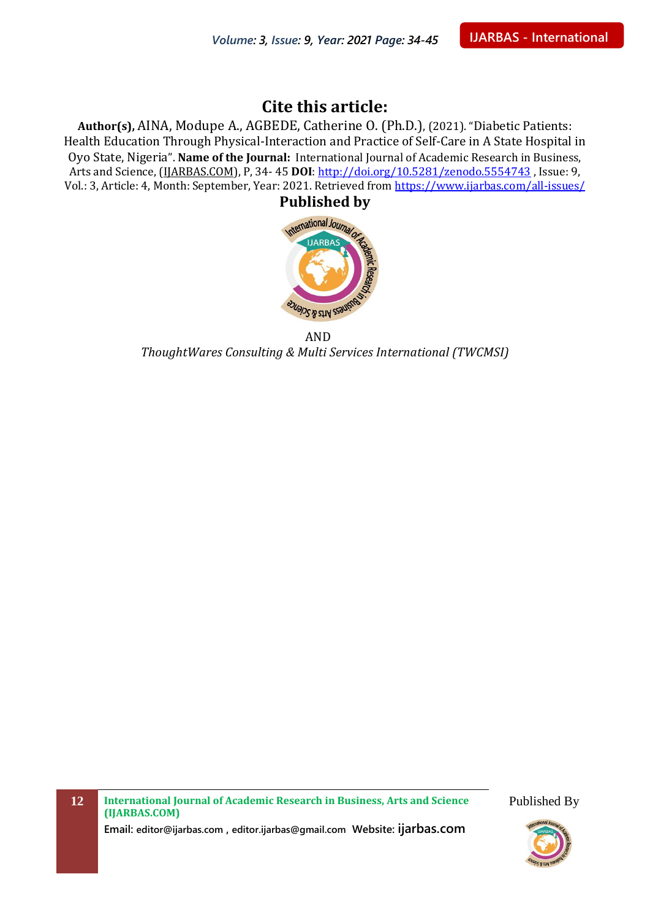# Cite this article:

**Author(s),** AINA, Modupe A., AGBEDE, Catherine O. (Ph.D.), (2021). "Diabetic Patients: Health Education Through Physical-Interaction and Practice of Self-Care in A State Hospital in Oyo State, Nigeria". **Name of the Journal:** International Journal of Academic Research in Business, Arts and Science, (IJARBAS.COM), P, 34- 45 **DOI**: http://doi.org/10.5281/zenodo.5554743 , Issue: 9, Vol.: 3, Article: 4, Month: September, Year: 2021. Retrieved from https://www.ijarbas.com/all-issues/

## Published by

AND

*ThoughtWares Consulting & Multi Services International (TWCMSI)*